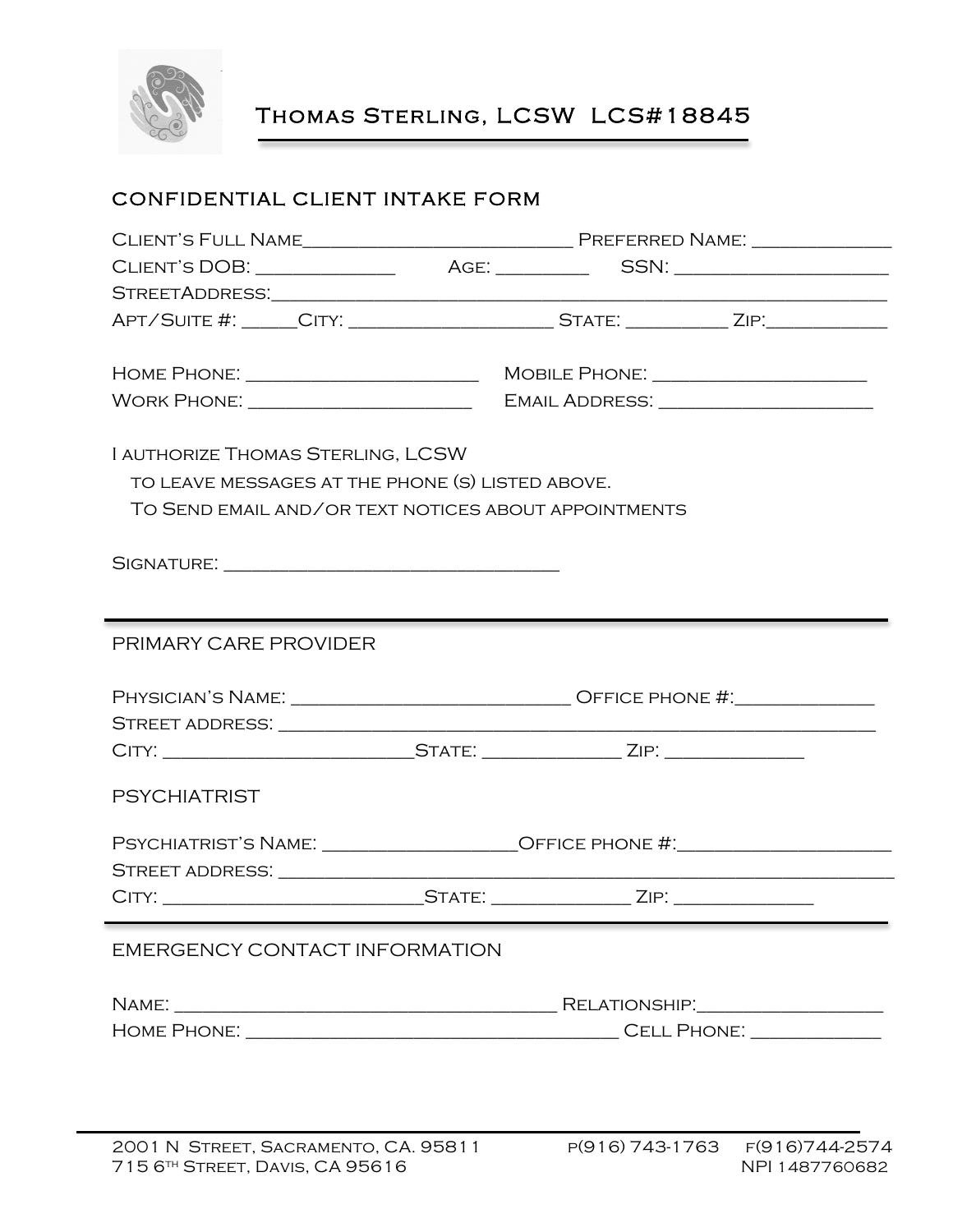# Thomas Sterling, LCSW LCS#18845

## CONFIDENTIAL CLIENT INTAKE FORM

Client's Full Name__________________________ Preferred Name: _____________

Client's DOB: _____________ Age: _________ SSN: ____________________

StreetAddress:_______________________________________________________________

Apt/Suite #: _____City: ___________________ State: _________ Zip:___________

Home Phone: ______________________ Mobile Phone: ____________________

Work Phone: ______________________ Email Address: ____________________

I authorize Thomas Sterling, LCSW

to leave messages at the phone (s) listed above.

To Send email and/or text notices about appointments

Signature: _______________________________

## PRIMARY CARE PROVIDER

Physician's Name: ___________________________ Office phone #:_____________

Street address: _____________________________________________________________

City: _________________________State: _____________ Zip: _____________

## PSYCHIATRIST

Psychiatrist's Name: __________________Office phone #:____________________

Street address: _____________________________________________________________

City: _________________________State: _____________ Zip: _____________

## EMERGENCY CONTACT INFORMATION

Name: ____________________________________ Relationship:__________________

Home Phone: ____________________________________ Cell Phone: _____________

2001 N Street, Sacramento, CA. 95811 p(916) 743-1763 f(916)744-2574

715 6th Street, Davis, CA 95616 NPI 1487760682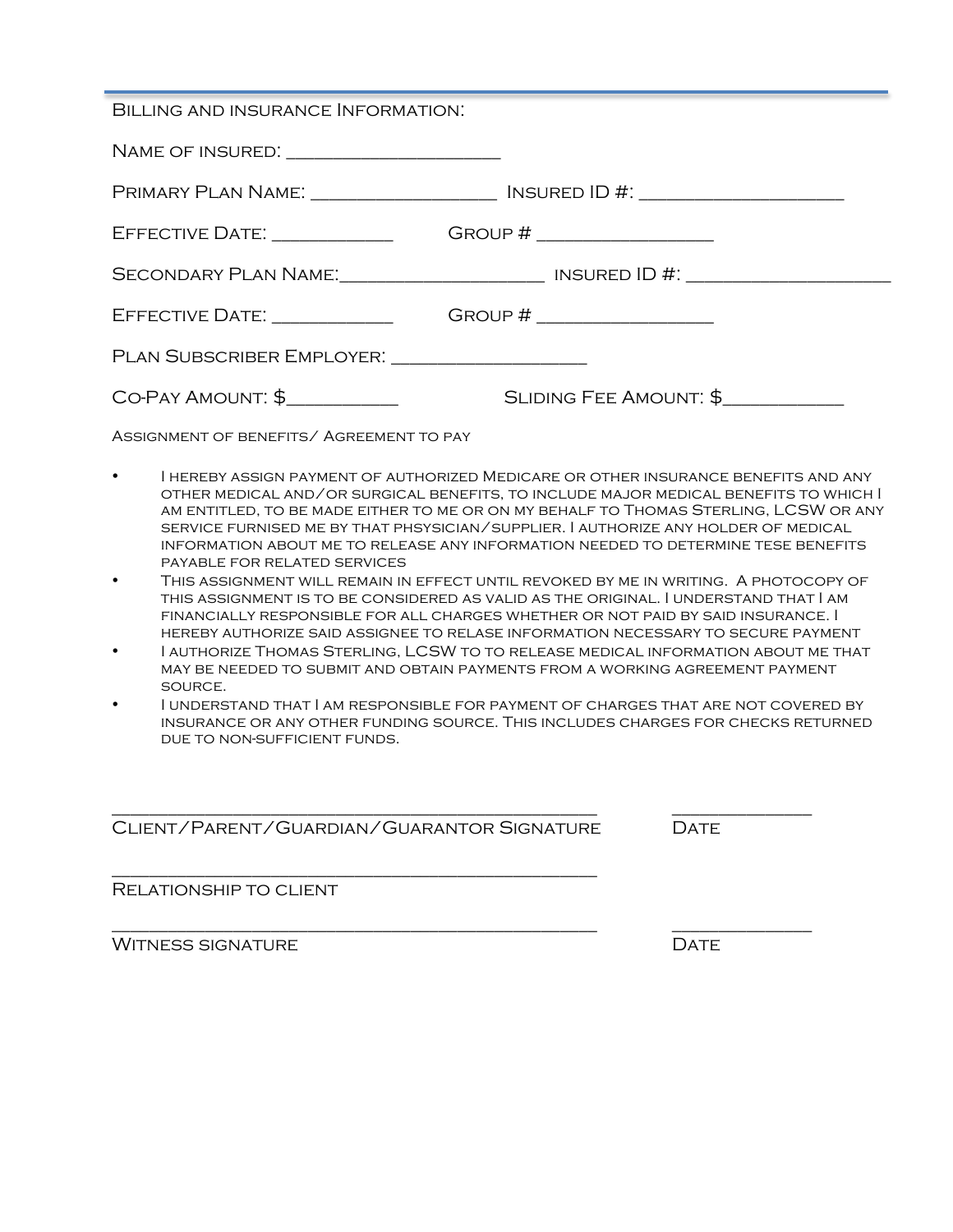Billing and insurance Information:

Name of insured: ______________________

Primary Plan Name: ___________________ Insured ID #: _____________________

Effective Date: ____________ Group # _________________

Secondary Plan Name:____________________ insured ID #: _____________________

Effective Date: ____________ Group # _________________

Plan Subscriber Employer: ___________________

Co-Pay Amount: $___________ Sliding Fee Amount: $____________

Assignment of benefits/ Agreement to pay

- I hereby assign payment of authorized Medicare or other insurance benefits and any other medical and/or surgical benefits, to include major medical benefits to which I am entitled, to be made either to me or on my behalf to Thomas Sterling, LCSW or any service furnised me by that phsysician/supplier. I authorize any holder of medical information about me to release any information needed to determine tese benefits payable for related services
- This assignment will remain in effect until revoked by me in writing. A photocopy of this assignment is to be considered as valid as the original. I understand that I am financially responsible for all charges whether or not paid by said insurance. I hereby authorize said assignee to relase information necessary to secure payment
- I authorize Thomas Sterling, LCSW to to release medical information about me that may be needed to submit and obtain payments from a working agreement payment source.
- I understand that I am responsible for payment of charges that are not covered by insurance or any other funding source. This includes charges for checks returned due to non-sufficient funds.

_______________________________________________ ______________

Client/Parent/Guardian/Guarantor Signature Date

_______________________________________________

Relationship to client

_______________________________________________ ______________

Witness signature Date